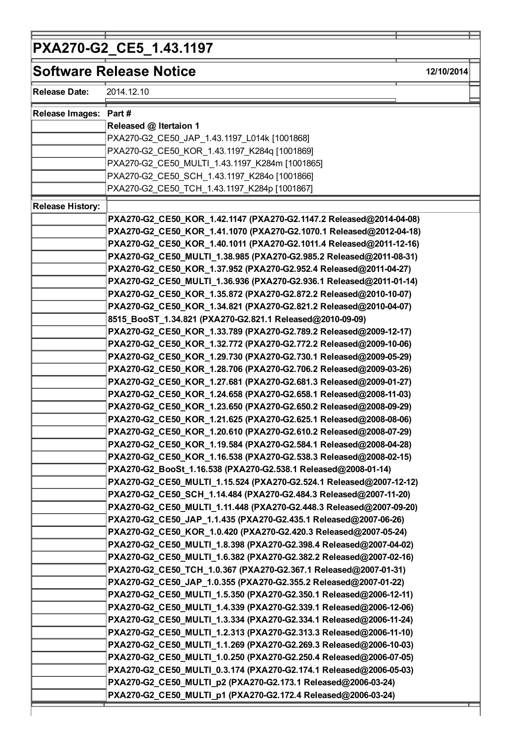# PXA270-G2_CE5_1.43.1197

## Software Release Notice

12/10/2014

| | |
|---|---|
| **Release Date:** | 2014.12.10 |
| **Release Images:** | **Part #** |
| | **Released @ Itertaion 1** |
| | PXA270-G2_CE50_JAP_1.43.1197_L014k [1001868] |
| | PXA270-G2_CE50_KOR_1.43.1197_K284q [1001869] |
| | PXA270-G2_CE50_MULTI_1.43.1197_K284m [1001865] |
| | PXA270-G2_CE50_SCH_1.43.1197_K284o [1001866] |
| | PXA270-G2_CE50_TCH_1.43.1197_K284p [1001867] |
| **Release History:** | |
| | **PXA270-G2_CE50_KOR_1.42.1147 (PXA270-G2.1147.2 Released@2014-04-08)** |
| | **PXA270-G2_CE50_KOR_1.41.1070 (PXA270-G2.1070.1 Released@2012-04-18)** |
| | **PXA270-G2_CE50_KOR_1.40.1011 (PXA270-G2.1011.4 Released@2011-12-16)** |
| | **PXA270-G2_CE50_MULTI_1.38.985 (PXA270-G2.985.2 Released@2011-08-31)** |
| | **PXA270-G2_CE50_KOR_1.37.952 (PXA270-G2.952.4 Released@2011-04-27)** |
| | **PXA270-G2_CE50_MULTI_1.36.936 (PXA270-G2.936.1 Released@2011-01-14)** |
| | **PXA270-G2_CE50_KOR_1.35.872 (PXA270-G2.872.2 Released@2010-10-07)** |
| | **PXA270-G2_CE50_KOR_1.34.821 (PXA270-G2.821.2 Released@2010-04-07)** |
| | **8515_BooST_1.34.821 (PXA270-G2.821.1 Released@2010-09-09)** |
| | **PXA270-G2_CE50_KOR_1.33.789 (PXA270-G2.789.2 Released@2009-12-17)** |
| | **PXA270-G2_CE50_KOR_1.32.772 (PXA270-G2.772.2 Released@2009-10-06)** |
| | **PXA270-G2_CE50_KOR_1.29.730 (PXA270-G2.730.1 Released@2009-05-29)** |
| | **PXA270-G2_CE50_KOR_1.28.706 (PXA270-G2.706.2 Released@2009-03-26)** |
| | **PXA270-G2_CE50_KOR_1.27.681 (PXA270-G2.681.3 Released@2009-01-27)** |
| | **PXA270-G2_CE50_KOR_1.24.658 (PXA270-G2.658.1 Released@2008-11-03)** |
| | **PXA270-G2_CE50_KOR_1.23.650 (PXA270-G2.650.2 Released@2008-09-29)** |
| | **PXA270-G2_CE50_KOR_1.21.625 (PXA270-G2.625.1 Released@2008-08-06)** |
| | **PXA270-G2_CE50_KOR_1.20.610 (PXA270-G2.610.2 Released@2008-07-29)** |
| | **PXA270-G2_CE50_KOR_1.19.584 (PXA270-G2.584.1 Released@2008-04-28)** |
| | **PXA270-G2_CE50_KOR_1.16.538 (PXA270-G2.538.3 Released@2008-02-15)** |
| | **PXA270-G2_BooSt_1.16.538 (PXA270-G2.538.1 Released@2008-01-14)** |
| | **PXA270-G2_CE50_MULTI_1.15.524 (PXA270-G2.524.1 Released@2007-12-12)** |
| | **PXA270-G2_CE50_SCH_1.14.484 (PXA270-G2.484.3 Released@2007-11-20)** |
| | **PXA270-G2_CE50_MULTI_1.11.448 (PXA270-G2.448.3 Released@2007-09-20)** |
| | **PXA270-G2_CE50_JAP_1.1.435 (PXA270-G2.435.1 Released@2007-06-26)** |
| | **PXA270-G2_CE50_KOR_1.0.420 (PXA270-G2.420.3 Released@2007-05-24)** |
| | **PXA270-G2_CE50_MULTI_1.8.398 (PXA270-G2.398.4 Released@2007-04-02)** |
| | **PXA270-G2_CE50_MULTI_1.6.382 (PXA270-G2.382.2 Released@2007-02-16)** |
| | **PXA270-G2_CE50_TCH_1.0.367 (PXA270-G2.367.1 Released@2007-01-31)** |
| | **PXA270-G2_CE50_JAP_1.0.355 (PXA270-G2.355.2 Released@2007-01-22)** |
| | **PXA270-G2_CE50_MULTI_1.5.350 (PXA270-G2.350.1 Released@2006-12-11)** |
| | **PXA270-G2_CE50_MULTI_1.4.339 (PXA270-G2.339.1 Released@2006-12-06)** |
| | **PXA270-G2_CE50_MULTI_1.3.334 (PXA270-G2.334.1 Released@2006-11-24)** |
| | **PXA270-G2_CE50_MULTI_1.2.313 (PXA270-G2.313.3 Released@2006-11-10)** |
| | **PXA270-G2_CE50_MULTI_1.1.269 (PXA270-G2.269.3 Released@2006-10-03)** |
| | **PXA270-G2_CE50_MULTI_1.0.250 (PXA270-G2.250.4 Released@2006-07-05)** |
| | **PXA270-G2_CE50_MULTI_0.3.174 (PXA270-G2.174.1 Released@2006-05-03)** |
| | **PXA270-G2_CE50_MULTI_p2 (PXA270-G2.173.1 Released@2006-03-24)** |
| | **PXA270-G2_CE50_MULTI_p1 (PXA270-G2.172.4 Released@2006-03-24)** |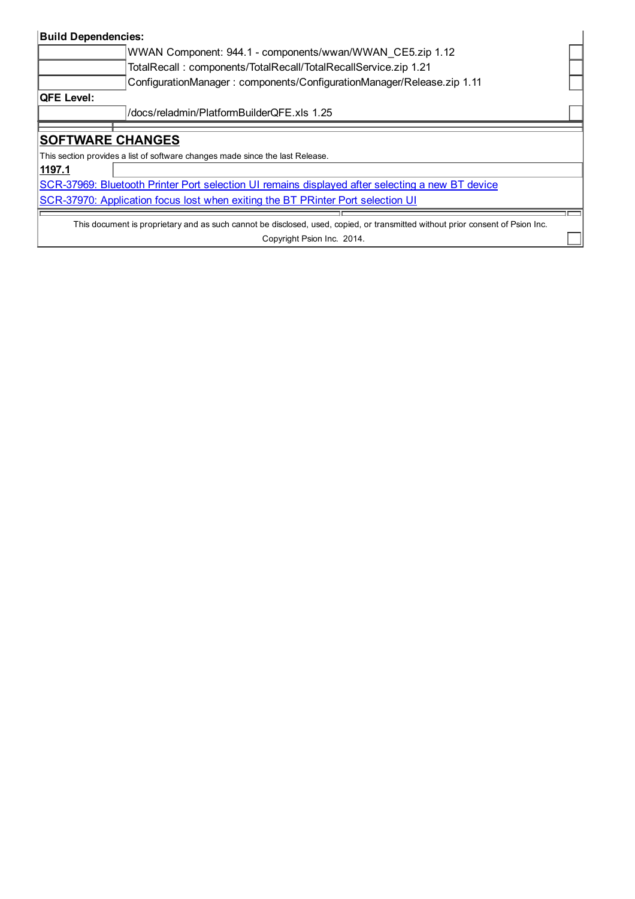**Build Dependencies:**

| | |
|---|---|
| | WWAN Component: 944.1 - components/wwan/WWAN_CE5.zip 1.12 |
| | TotalRecall : components/TotalRecall/TotalRecallService.zip 1.21 |
| | ConfigurationManager : components/ConfigurationManager/Release.zip 1.11 |

**QFE Level:**

| | |
|---|---|
| | /docs/reladmin/PlatformBuilderQFE.xls 1.25 |

## SOFTWARE CHANGES

This section provides a list of software changes made since the last Release.

**1197.1**

SCR-37969: Bluetooth Printer Port selection UI remains displayed after selecting a new BT device

SCR-37970: Application focus lost when exiting the BT PRinter Port selection UI

This document is proprietary and as such cannot be disclosed, used, copied, or transmitted without prior consent of Psion Inc.

Copyright Psion Inc. 2014.